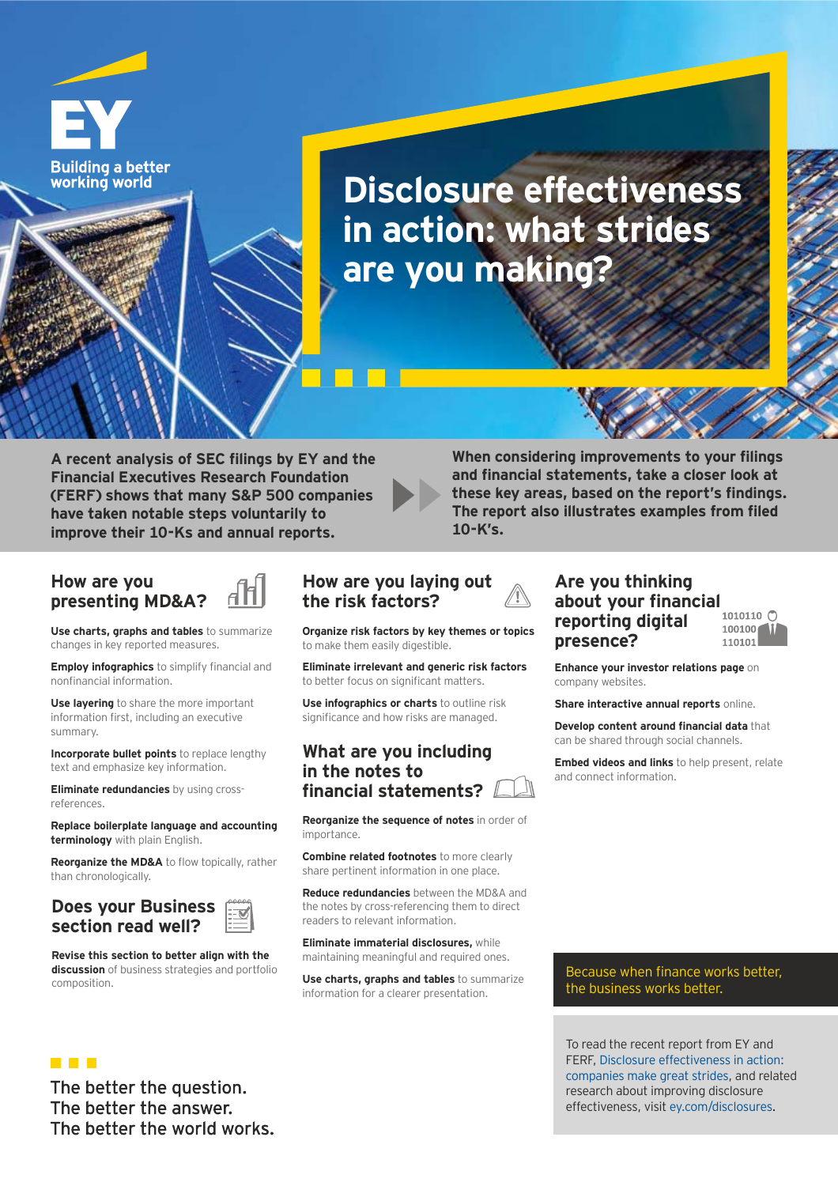EY

Building a better working world

# Disclosure effectiveness in action: what strides are you making?

**A recent analysis of SEC filings by EY and the Financial Executives Research Foundation (FERF) shows that many S&P 500 companies have taken notable steps voluntarily to improve their 10-Ks and annual reports.**

**When considering improvements to your filings and financial statements, take a closer look at these key areas, based on the report's findings. The report also illustrates examples from filed 10-K's.**

## How are you presenting MD&A?

**Use charts, graphs and tables** to summarize changes in key reported measures.

**Employ infographics** to simplify financial and nonfinancial information.

**Use layering** to share the more important information first, including an executive summary.

**Incorporate bullet points** to replace lengthy text and emphasize key information.

**Eliminate redundancies** by using cross-references.

**Replace boilerplate language and accounting terminology** with plain English.

**Reorganize the MD&A** to flow topically, rather than chronologically.

## Does your Business section read well?

**Revise this section to better align with the discussion** of business strategies and portfolio composition.

## How are you laying out the risk factors?

**Organize risk factors by key themes or topics** to make them easily digestible.

**Eliminate irrelevant and generic risk factors** to better focus on significant matters.

**Use infographics or charts** to outline risk significance and how risks are managed.

## What are you including in the notes to financial statements?

**Reorganize the sequence of notes** in order of importance.

**Combine related footnotes** to more clearly share pertinent information in one place.

**Reduce redundancies** between the MD&A and the notes by cross-referencing them to direct readers to relevant information.

**Eliminate immaterial disclosures,** while maintaining meaningful and required ones.

**Use charts, graphs and tables** to summarize information for a clearer presentation.

## Are you thinking about your financial reporting digital presence?

**Enhance your investor relations page** on company websites.

**Share interactive annual reports** online.

**Develop content around financial data** that can be shared through social channels.

**Embed videos and links** to help present, relate and connect information.

Because when finance works better, the business works better.

To read the recent report from EY and FERF, Disclosure effectiveness in action: companies make great strides, and related research about improving disclosure effectiveness, visit ey.com/disclosures.

The better the question.
The better the answer.
The better the world works.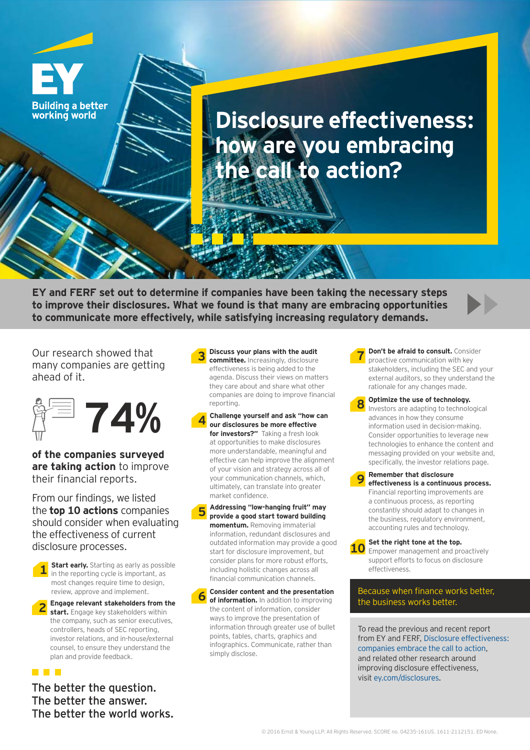EY

Building a better working world

# Disclosure effectiveness: how are you embracing the call to action?

**EY and FERF set out to determine if companies have been taking the necessary steps to improve their disclosures. What we found is that many are embracing opportunities to communicate more effectively, while satisfying increasing regulatory demands.**

Our research showed that many companies are getting ahead of it.

74%

**of the companies surveyed are taking action** to improve their financial reports.

From our findings, we listed the **top 10 actions** companies should consider when evaluating the effectiveness of current disclosure processes.

1. **Start early.** Starting as early as possible in the reporting cycle is important, as most changes require time to design, review, approve and implement.
2. **Engage relevant stakeholders from the start.** Engage key stakeholders within the company, such as senior executives, controllers, heads of SEC reporting, investor relations, and in-house/external counsel, to ensure they understand the plan and provide feedback.
3. **Discuss your plans with the audit committee.** Increasingly, disclosure effectiveness is being added to the agenda. Discuss their views on matters they care about and share what other companies are doing to improve financial reporting.
4. **Challenge yourself and ask "how can our disclosures be more effective for investors?"** Taking a fresh look at opportunities to make disclosures more understandable, meaningful and effective can help improve the alignment of your vision and strategy across all of your communication channels, which, ultimately, can translate into greater market confidence.
5. **Addressing "low-hanging fruit" may provide a good start toward building momentum.** Removing immaterial information, redundant disclosures and outdated information may provide a good start for disclosure improvement, but consider plans for more robust efforts, including holistic changes across all financial communication channels.
6. **Consider content and the presentation of information.** In addition to improving the content of information, consider ways to improve the presentation of information through greater use of bullet points, tables, charts, graphics and infographics. Communicate, rather than simply disclose.
7. **Don't be afraid to consult.** Consider proactive communication with key stakeholders, including the SEC and your external auditors, so they understand the rationale for any changes made.
8. **Optimize the use of technology.** Investors are adapting to technological advances in how they consume information used in decision-making. Consider opportunities to leverage new technologies to enhance the content and messaging provided on your website and, specifically, the investor relations page.
9. **Remember that disclosure effectiveness is a continuous process.** Financial reporting improvements are a continuous process, as reporting constantly should adapt to changes in the business, regulatory environment, accounting rules and technology.
10. **Set the right tone at the top.** Empower management and proactively support efforts to focus on disclosure effectiveness.

The better the question.
The better the answer.
The better the world works.

Because when finance works better, the business works better.

To read the previous and recent report from EY and FERF, Disclosure effectiveness: companies embrace the call to action, and related other research around improving disclosure effectiveness, visit ey.com/disclosures.

© 2016 Ernst & Young LLP. All Rights Reserved. SCORE no. 04235-161US. 1611-2112151. ED None.